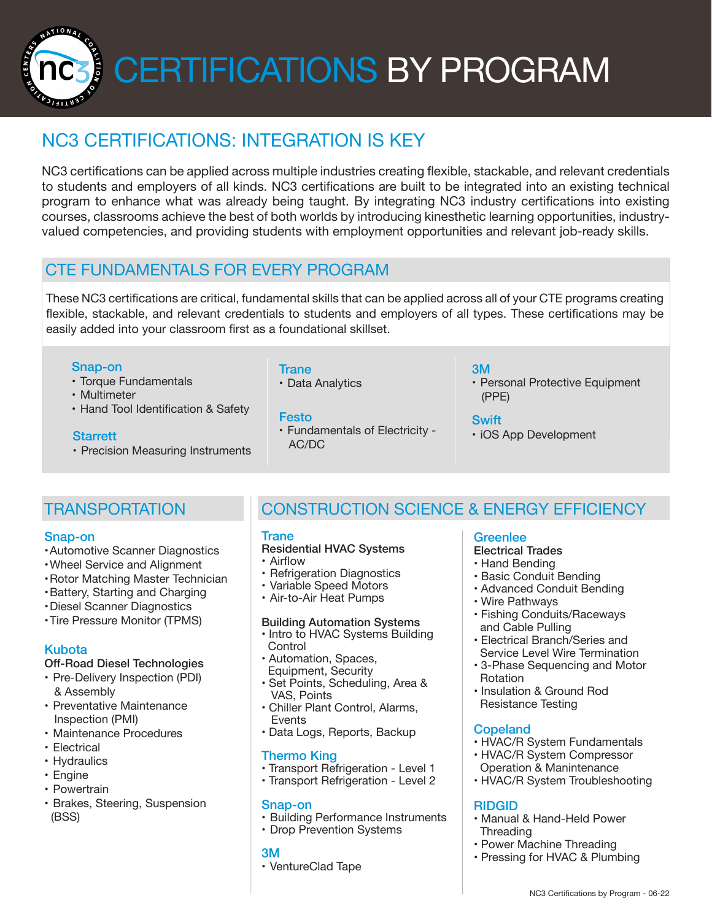# CERTIFICATIONS BY PROGRAM

## NC3 CERTIFICATIONS: INTEGRATION IS KEY

NC3 certifications can be applied across multiple industries creating flexible, stackable, and relevant credentials to students and employers of all kinds. NC3 certifications are built to be integrated into an existing technical program to enhance what was already being taught. By integrating NC3 industry certifications into existing courses, classrooms achieve the best of both worlds by introducing kinesthetic learning opportunities, industry-valued competencies, and providing students with employment opportunities and relevant job-ready skills.

## CTE FUNDAMENTALS FOR EVERY PROGRAM

These NC3 certifications are critical, fundamental skills that can be applied across all of your CTE programs creating flexible, stackable, and relevant credentials to students and employers of all types. These certifications may be easily added into your classroom first as a foundational skillset.

### Snap-on
- Torque Fundamentals
- Multimeter
- Hand Tool Identification & Safety

### Starrett
- Precision Measuring Instruments

### Trane
- Data Analytics

### Festo
- Fundamentals of Electricity - AC/DC

### 3M
- Personal Protective Equipment (PPE)

### Swift
- iOS App Development

## TRANSPORTATION

### Snap-on
- Automotive Scanner Diagnostics
- Wheel Service and Alignment
- Rotor Matching Master Technician
- Battery, Starting and Charging
- Diesel Scanner Diagnostics
- Tire Pressure Monitor (TPMS)

### Kubota
**Off-Road Diesel Technologies**
- Pre-Delivery Inspection (PDI) & Assembly
- Preventative Maintenance Inspection (PMI)
- Maintenance Procedures
- Electrical
- Hydraulics
- Engine
- Powertrain
- Brakes, Steering, Suspension (BSS)

## CONSTRUCTION SCIENCE & ENERGY EFFICIENCY

### Trane
**Residential HVAC Systems**
- Airflow
- Refrigeration Diagnostics
- Variable Speed Motors
- Air-to-Air Heat Pumps

**Building Automation Systems**
- Intro to HVAC Systems Building Control
- Automation, Spaces, Equipment, Security
- Set Points, Scheduling, Area & VAS, Points
- Chiller Plant Control, Alarms, Events
- Data Logs, Reports, Backup

### Thermo King
- Transport Refrigeration - Level 1
- Transport Refrigeration - Level 2

### Snap-on
- Building Performance Instruments
- Drop Prevention Systems

### 3M
- VentureClad Tape

### Greenlee
**Electrical Trades**
- Hand Bending
- Basic Conduit Bending
- Advanced Conduit Bending
- Wire Pathways
- Fishing Conduits/Raceways and Cable Pulling
- Electrical Branch/Series and Service Level Wire Termination
- 3-Phase Sequencing and Motor Rotation
- Insulation & Ground Rod Resistance Testing

### Copeland
- HVAC/R System Fundamentals
- HVAC/R System Compressor Operation & Manintenance
- HVAC/R System Troubleshooting

### RIDGID
- Manual & Hand-Held Power Threading
- Power Machine Threading
- Pressing for HVAC & Plumbing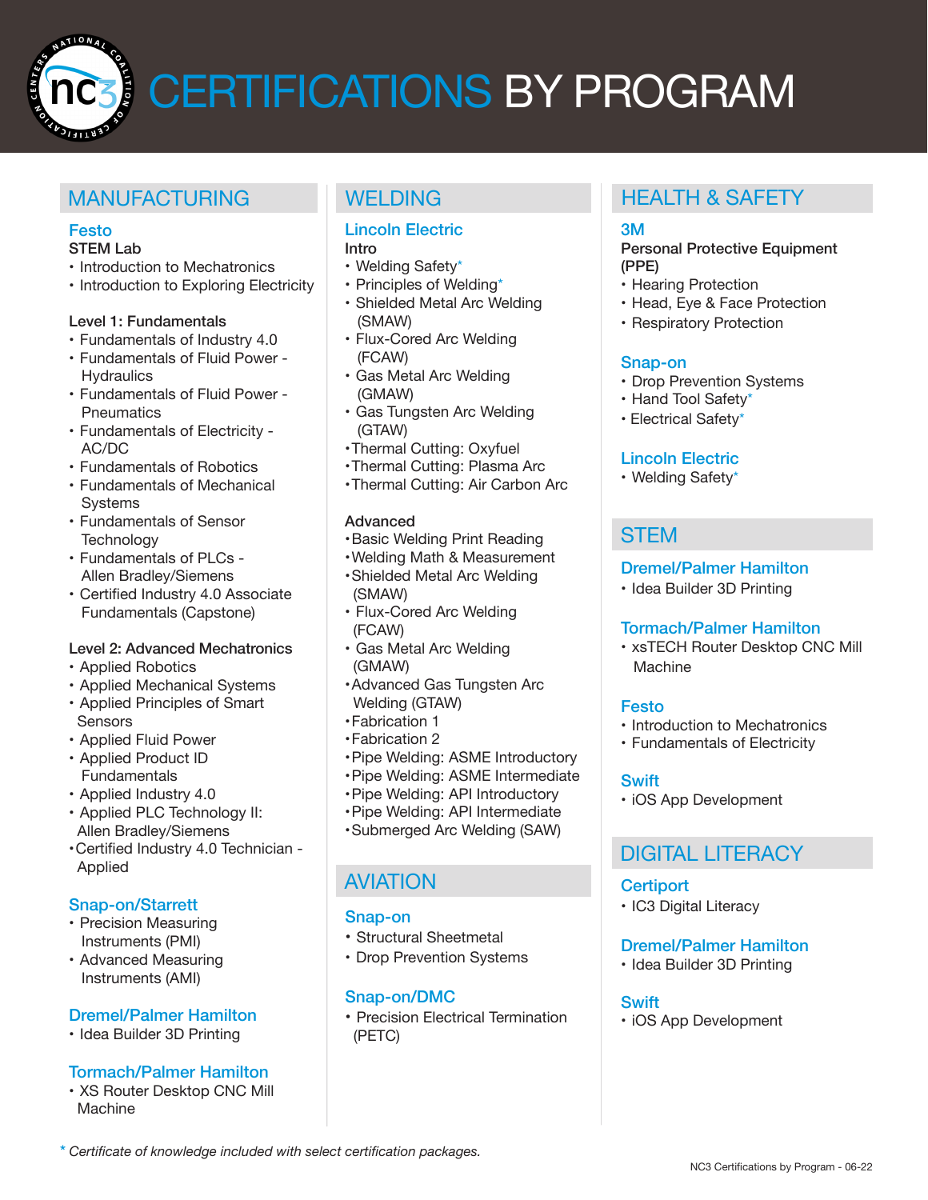# CERTIFICATIONS BY PROGRAM

## MANUFACTURING

### Festo

**STEM Lab**

- Introduction to Mechatronics
- Introduction to Exploring Electricity

**Level 1: Fundamentals**

- Fundamentals of Industry 4.0
- Fundamentals of Fluid Power - Hydraulics
- Fundamentals of Fluid Power - Pneumatics
- Fundamentals of Electricity - AC/DC
- Fundamentals of Robotics
- Fundamentals of Mechanical Systems
- Fundamentals of Sensor Technology
- Fundamentals of PLCs - Allen Bradley/Siemens
- Certified Industry 4.0 Associate Fundamentals (Capstone)

**Level 2: Advanced Mechatronics**

- Applied Robotics
- Applied Mechanical Systems
- Applied Principles of Smart Sensors
- Applied Fluid Power
- Applied Product ID Fundamentals
- Applied Industry 4.0
- Applied PLC Technology II: Allen Bradley/Siemens
- Certified Industry 4.0 Technician - Applied

### Snap-on/Starrett

- Precision Measuring Instruments (PMI)
- Advanced Measuring Instruments (AMI)

### Dremel/Palmer Hamilton

- Idea Builder 3D Printing

### Tormach/Palmer Hamilton

- XS Router Desktop CNC Mill Machine

## WELDING

### Lincoln Electric

**Intro**

- Welding Safety*
- Principles of Welding*
- Shielded Metal Arc Welding (SMAW)
- Flux-Cored Arc Welding (FCAW)
- Gas Metal Arc Welding (GMAW)
- Gas Tungsten Arc Welding (GTAW)
- Thermal Cutting: Oxyfuel
- Thermal Cutting: Plasma Arc
- Thermal Cutting: Air Carbon Arc

**Advanced**

- Basic Welding Print Reading
- Welding Math & Measurement
- Shielded Metal Arc Welding (SMAW)
- Flux-Cored Arc Welding (FCAW)
- Gas Metal Arc Welding (GMAW)
- Advanced Gas Tungsten Arc Welding (GTAW)
- Fabrication 1
- Fabrication 2
- Pipe Welding: ASME Introductory
- Pipe Welding: ASME Intermediate
- Pipe Welding: API Introductory
- Pipe Welding: API Intermediate
- Submerged Arc Welding (SAW)

## AVIATION

### Snap-on

- Structural Sheetmetal
- Drop Prevention Systems

### Snap-on/DMC

- Precision Electrical Termination (PETC)

## HEALTH & SAFETY

### 3M

**Personal Protective Equipment (PPE)**

- Hearing Protection
- Head, Eye & Face Protection
- Respiratory Protection

### Snap-on

- Drop Prevention Systems
- Hand Tool Safety*
- Electrical Safety*

### Lincoln Electric

- Welding Safety*

## STEM

### Dremel/Palmer Hamilton

- Idea Builder 3D Printing

### Tormach/Palmer Hamilton

- xsTECH Router Desktop CNC Mill Machine

### Festo

- Introduction to Mechatronics
- Fundamentals of Electricity

### Swift

- iOS App Development

## DIGITAL LITERACY

### Certiport

- IC3 Digital Literacy

### Dremel/Palmer Hamilton

- Idea Builder 3D Printing

### Swift

- iOS App Development

*\* Certificate of knowledge included with select certification packages.*